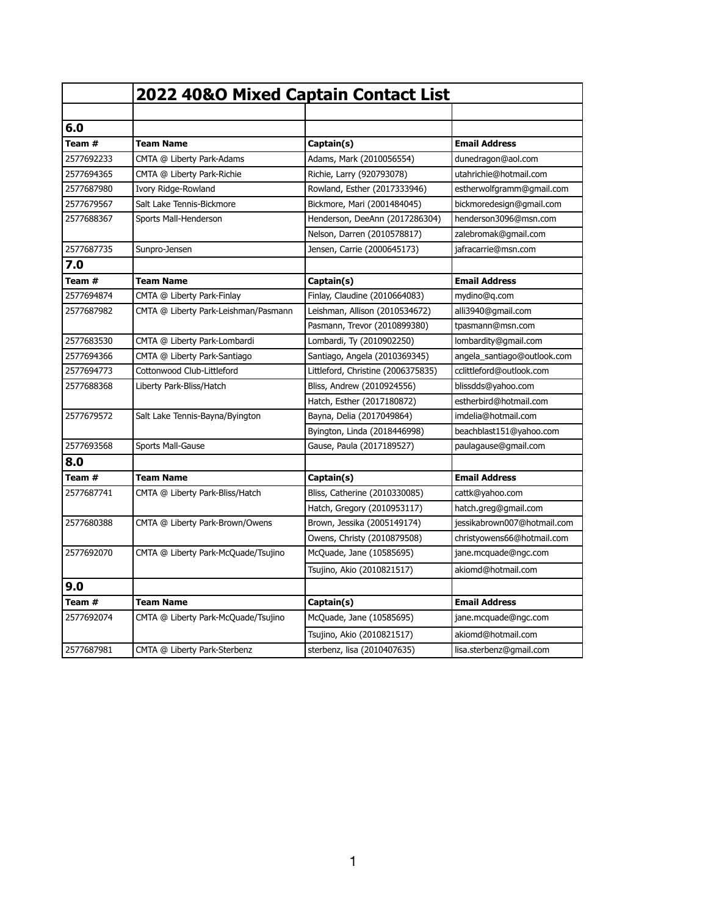# 2022 40&O Mixed Captain Contact List

## 6.0

| Team # | Team Name | Captain(s) | Email Address |
|---|---|---|---|
| 2577692233 | CMTA @ Liberty Park-Adams | Adams, Mark (2010056554) | dunedragon@aol.com |
| 2577694365 | CMTA @ Liberty Park-Richie | Richie, Larry (920793078) | utahrichie@hotmail.com |
| 2577687980 | Ivory Ridge-Rowland | Rowland, Esther (2017333946) | estherwolfgramm@gmail.com |
| 2577679567 | Salt Lake Tennis-Bickmore | Bickmore, Mari (2001484045) | bickmoredesign@gmail.com |
| 2577688367 | Sports Mall-Henderson | Henderson, DeeAnn (2017286304) | henderson3096@msn.com |
| | | Nelson, Darren (2010578817) | zalebromak@gmail.com |
| 2577687735 | Sunpro-Jensen | Jensen, Carrie (2000645173) | jafracarrie@msn.com |

## 7.0

| Team # | Team Name | Captain(s) | Email Address |
|---|---|---|---|
| 2577694874 | CMTA @ Liberty Park-Finlay | Finlay, Claudine (2010664083) | mydino@q.com |
| 2577687982 | CMTA @ Liberty Park-Leishman/Pasmann | Leishman, Allison (2010534672) | alli3940@gmail.com |
| | | Pasmann, Trevor (2010899380) | tpasmann@msn.com |
| 2577683530 | CMTA @ Liberty Park-Lombardi | Lombardi, Ty (2010902250) | lombardity@gmail.com |
| 2577694366 | CMTA @ Liberty Park-Santiago | Santiago, Angela (2010369345) | angela_santiago@outlook.com |
| 2577694773 | Cottonwood Club-Littleford | Littleford, Christine (2006375835) | cclittleford@outlook.com |
| 2577688368 | Liberty Park-Bliss/Hatch | Bliss, Andrew (2010924556) | blissdds@yahoo.com |
| | | Hatch, Esther (2017180872) | estherbird@hotmail.com |
| 2577679572 | Salt Lake Tennis-Bayna/Byington | Bayna, Delia (2017049864) | imdelia@hotmail.com |
| | | Byington, Linda (2018446998) | beachblast151@yahoo.com |
| 2577693568 | Sports Mall-Gause | Gause, Paula (2017189527) | paulagause@gmail.com |

## 8.0

| Team # | Team Name | Captain(s) | Email Address |
|---|---|---|---|
| 2577687741 | CMTA @ Liberty Park-Bliss/Hatch | Bliss, Catherine (2010330085) | cattk@yahoo.com |
| | | Hatch, Gregory (2010953117) | hatch.greg@gmail.com |
| 2577680388 | CMTA @ Liberty Park-Brown/Owens | Brown, Jessika (2005149174) | jessikabrown007@hotmail.com |
| | | Owens, Christy (2010879508) | christyowens66@hotmail.com |
| 2577692070 | CMTA @ Liberty Park-McQuade/Tsujino | McQuade, Jane (10585695) | jane.mcquade@ngc.com |
| | | Tsujino, Akio (2010821517) | akiomd@hotmail.com |

## 9.0

| Team # | Team Name | Captain(s) | Email Address |
|---|---|---|---|
| 2577692074 | CMTA @ Liberty Park-McQuade/Tsujino | McQuade, Jane (10585695) | jane.mcquade@ngc.com |
| | | Tsujino, Akio (2010821517) | akiomd@hotmail.com |
| 2577687981 | CMTA @ Liberty Park-Sterbenz | sterbenz, lisa (2010407635) | lisa.sterbenz@gmail.com |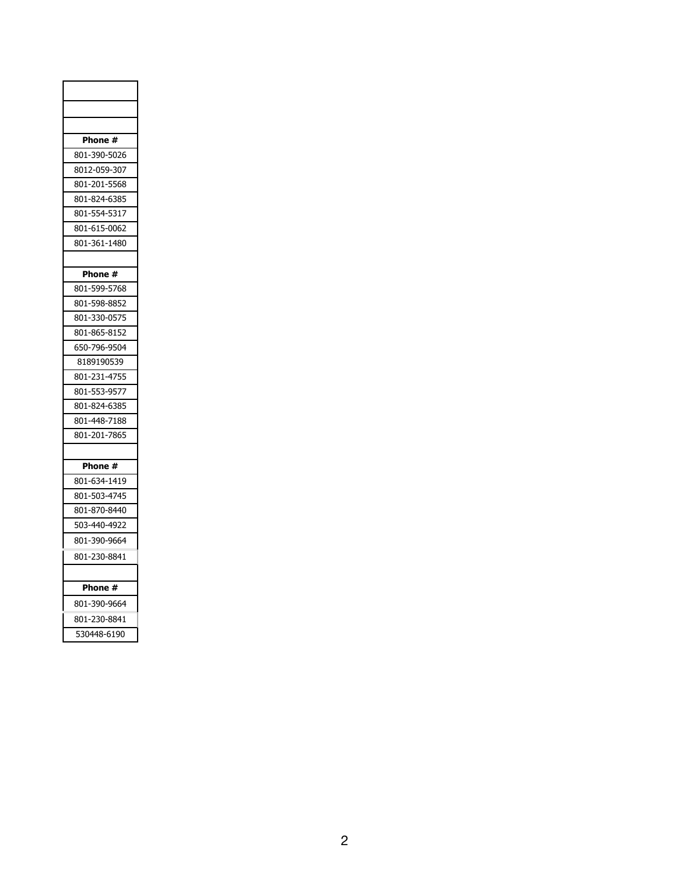| |
|---|
| |
| |
| **Phone #** |
| 801-390-5026 |
| 8012-059-307 |
| 801-201-5568 |
| 801-824-6385 |
| 801-554-5317 |
| 801-615-0062 |
| 801-361-1480 |
| |
| **Phone #** |
| 801-599-5768 |
| 801-598-8852 |
| 801-330-0575 |
| 801-865-8152 |
| 650-796-9504 |
| 8189190539 |
| 801-231-4755 |
| 801-553-9577 |
| 801-824-6385 |
| 801-448-7188 |
| 801-201-7865 |
| |
| **Phone #** |
| 801-634-1419 |
| 801-503-4745 |
| 801-870-8440 |
| 503-440-4922 |
| 801-390-9664 |
| 801-230-8841 |
| |
| **Phone #** |
| 801-390-9664 |
| 801-230-8841 |
| 530448-6190 |